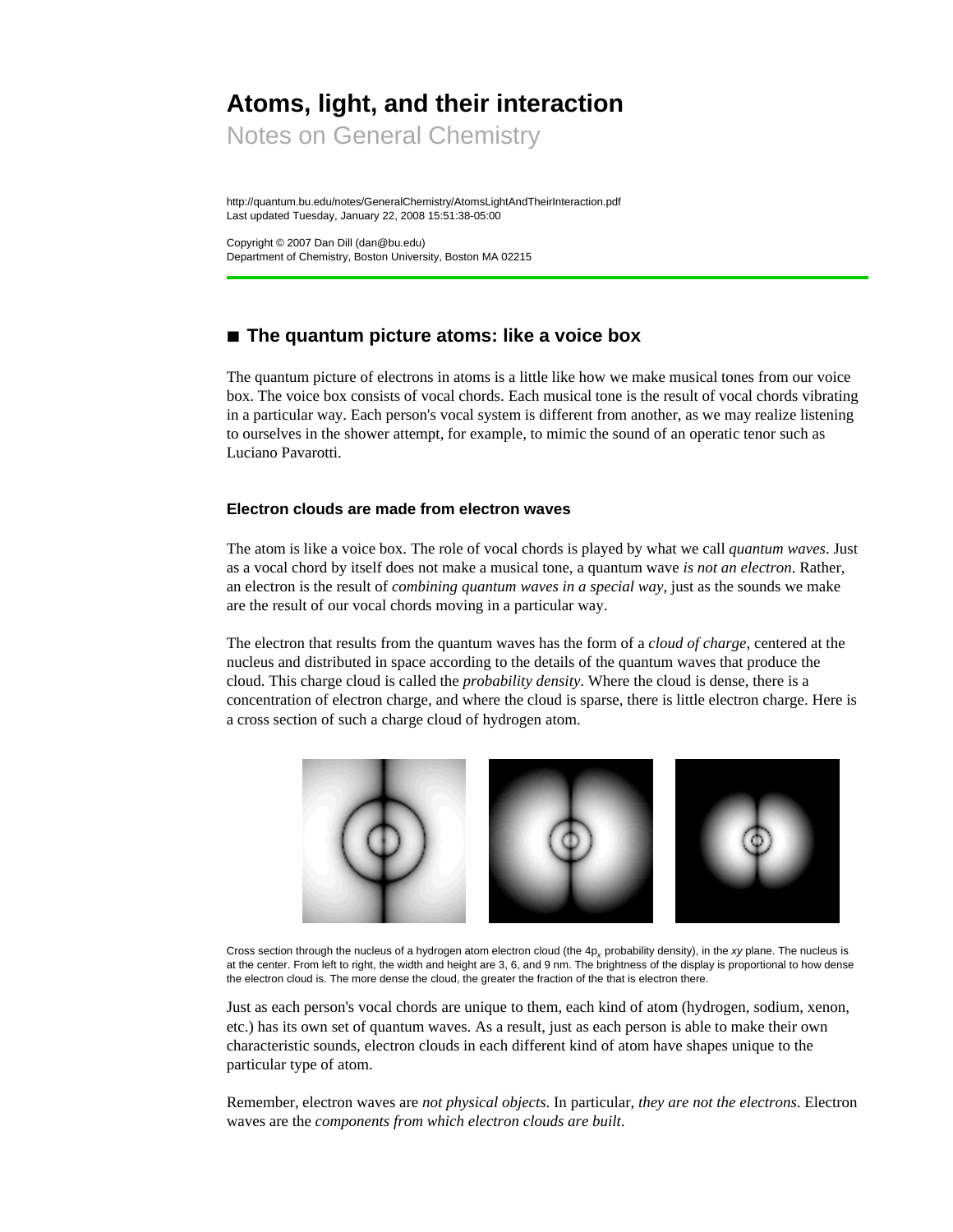# Atoms, light, and their interaction

## Notes on General Chemistry

http://quantum.bu.edu/notes/GeneralChemistry/AtomsLightAndTheirInteraction.pdf
Last updated Tuesday, January 22, 2008 15:51:38-05:00

Copyright © 2007 Dan Dill (dan@bu.edu)
Department of Chemistry, Boston University, Boston MA 02215

## ■ The quantum picture atoms: like a voice box

The quantum picture of electrons in atoms is a little like how we make musical tones from our voice box. The voice box consists of vocal chords. Each musical tone is the result of vocal chords vibrating in a particular way. Each person's vocal system is different from another, as we may realize listening to ourselves in the shower attempt, for example, to mimic the sound of an operatic tenor such as Luciano Pavarotti.

### Electron clouds are made from electron waves

The atom is like a voice box. The role of vocal chords is played by what we call *quantum waves*. Just as a vocal chord by itself does not make a musical tone, a quantum wave *is not an electron*. Rather, an electron is the result of *combining quantum waves in a special way*, just as the sounds we make are the result of our vocal chords moving in a particular way.

The electron that results from the quantum waves has the form of a *cloud of charge*, centered at the nucleus and distributed in space according to the details of the quantum waves that produce the cloud. This charge cloud is called the *probability density*. Where the cloud is dense, there is a concentration of electron charge, and where the cloud is sparse, there is little electron charge. Here is a cross section of such a charge cloud of hydrogen atom.

Cross section through the nucleus of a hydrogen atom electron cloud (the $4p_x$ probability density), in the *xy* plane. The nucleus is at the center. From left to right, the width and height are 3, 6, and 9 nm. The brightness of the display is proportional to how dense the electron cloud is. The more dense the cloud, the greater the fraction of the that is electron there.

Just as each person's vocal chords are unique to them, each kind of atom (hydrogen, sodium, xenon, etc.) has its own set of quantum waves. As a result, just as each person is able to make their own characteristic sounds, electron clouds in each different kind of atom have shapes unique to the particular type of atom.

Remember, electron waves are *not physical objects*. In particular, *they are not the electrons*. Electron waves are the *components from which electron clouds are built*.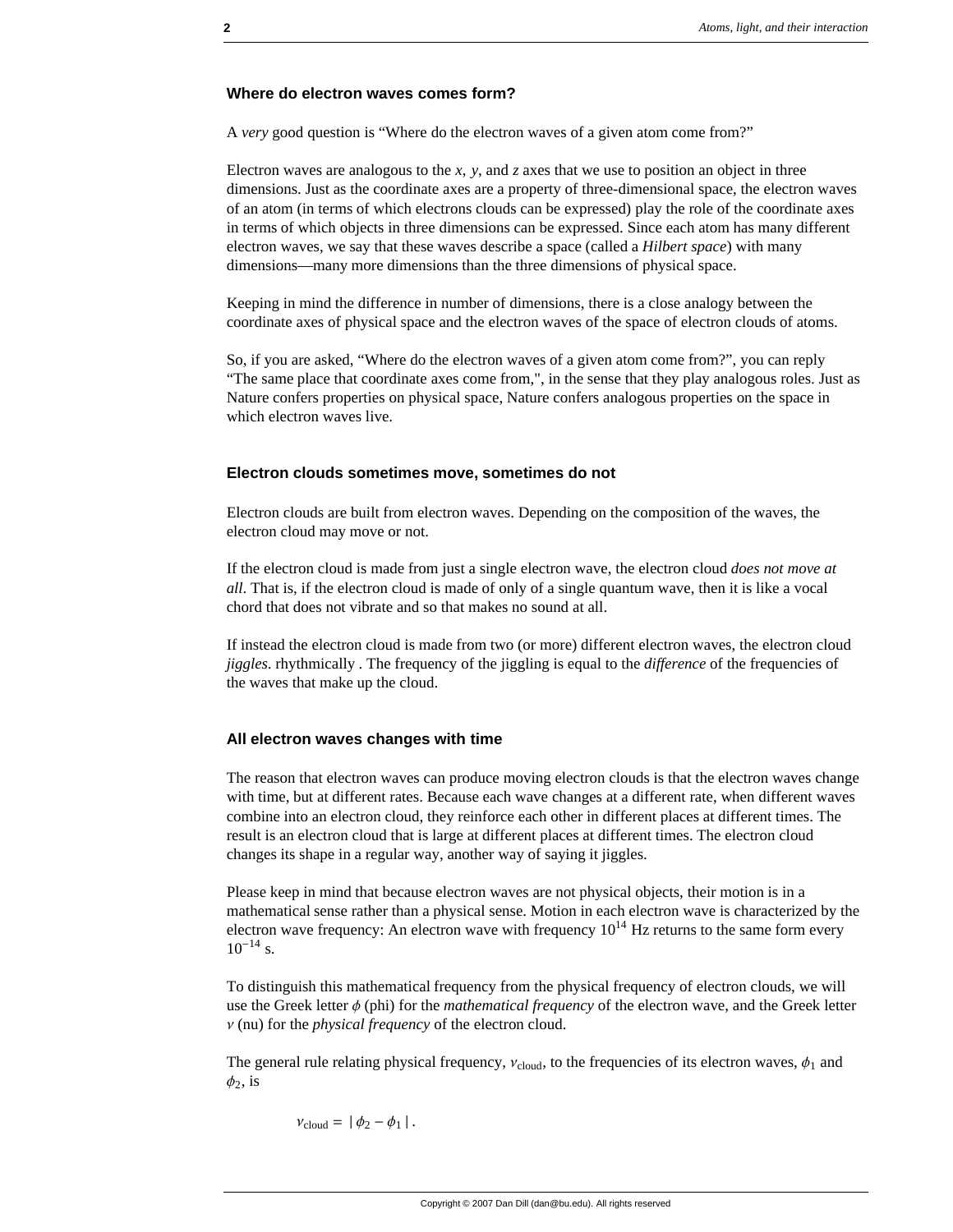### Where do electron waves comes form?

A *very* good question is "Where do the electron waves of a given atom come from?"

Electron waves are analogous to the *x*, *y*, and *z* axes that we use to position an object in three dimensions. Just as the coordinate axes are a property of three-dimensional space, the electron waves of an atom (in terms of which electrons clouds can be expressed) play the role of the coordinate axes in terms of which objects in three dimensions can be expressed. Since each atom has many different electron waves, we say that these waves describe a space (called a *Hilbert space*) with many dimensions—many more dimensions than the three dimensions of physical space.

Keeping in mind the difference in number of dimensions, there is a close analogy between the coordinate axes of physical space and the electron waves of the space of electron clouds of atoms.

So, if you are asked, "Where do the electron waves of a given atom come from?", you can reply "The same place that coordinate axes come from,", in the sense that they play analogous roles. Just as Nature confers properties on physical space, Nature confers analogous properties on the space in which electron waves live.

### Electron clouds sometimes move, sometimes do not

Electron clouds are built from electron waves. Depending on the composition of the waves, the electron cloud may move or not.

If the electron cloud is made from just a single electron wave, the electron cloud *does not move at all*. That is, if the electron cloud is made of only of a single quantum wave, then it is like a vocal chord that does not vibrate and so that makes no sound at all.

If instead the electron cloud is made from two (or more) different electron waves, the electron cloud *jiggles*. rhythmically . The frequency of the jiggling is equal to the *difference* of the frequencies of the waves that make up the cloud.

### All electron waves changes with time

The reason that electron waves can produce moving electron clouds is that the electron waves change with time, but at different rates. Because each wave changes at a different rate, when different waves combine into an electron cloud, they reinforce each other in different places at different times. The result is an electron cloud that is large at different places at different times. The electron cloud changes its shape in a regular way, another way of saying it jiggles.

Please keep in mind that because electron waves are not physical objects, their motion is in a mathematical sense rather than a physical sense. Motion in each electron wave is characterized by the electron wave frequency: An electron wave with frequency $10^{14}$ Hz returns to the same form every $10^{-14}$ s.

To distinguish this mathematical frequency from the physical frequency of electron clouds, we will use the Greek letter $\phi$ (phi) for the *mathematical frequency* of the electron wave, and the Greek letter $\nu$ (nu) for the *physical frequency* of the electron cloud.

The general rule relating physical frequency, $\nu_{\text{cloud}}$, to the frequencies of its electron waves, $\phi_1$ and $\phi_2$, is

$$\nu_{\text{cloud}} = |\phi_2 - \phi_1|.$$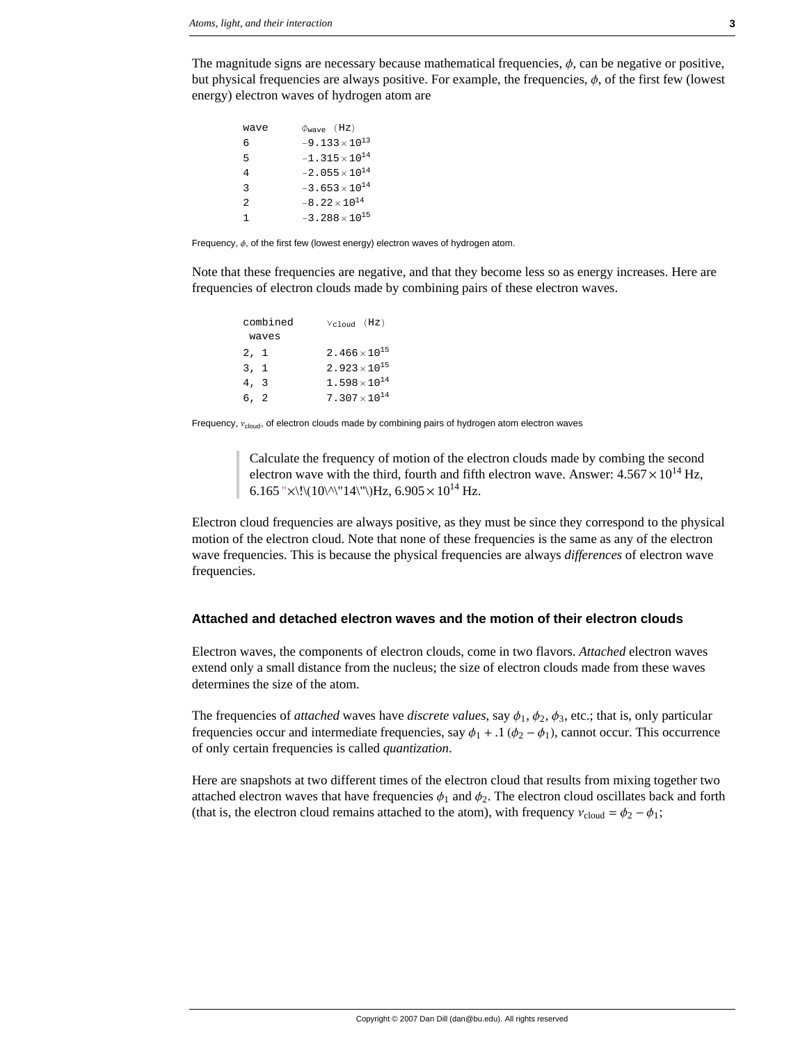The magnitude signs are necessary because mathematical frequencies, $\phi$, can be negative or positive, but physical frequencies are always positive. For example, the frequencies, $\phi$, of the first few (lowest energy) electron waves of hydrogen atom are

| wave | $\phi_{\text{wave}}$ (Hz) |
|---|---|
| 6 | $-9.133\times10^{13}$ |
| 5 | $-1.315\times10^{14}$ |
| 4 | $-2.055\times10^{14}$ |
| 3 | $-3.653\times10^{14}$ |
| 2 | $-8.22\times10^{14}$ |
| 1 | $-3.288\times10^{15}$ |

Frequency, $\phi$, of the first few (lowest energy) electron waves of hydrogen atom.

Note that these frequencies are negative, and that they become less so as energy increases. Here are frequencies of electron clouds made by combining pairs of these electron waves.

| combined waves | $\nu_{\text{cloud}}$ (Hz) |
|---|---|
| 2, 1 | $2.466\times10^{15}$ |
| 3, 1 | $2.923\times10^{15}$ |
| 4, 3 | $1.598\times10^{14}$ |
| 6, 2 | $7.307\times10^{14}$ |

Frequency, $\nu_{\text{cloud}}$, of electron clouds made by combining pairs of hydrogen atom electron waves

> Calculate the frequency of motion of the electron clouds made by combing the second electron wave with the third, fourth and fifth electron wave. Answer: $4.567\times10^{14}$ Hz, 6.165 "×\!\(10\^\"14\"\)Hz, $6.905\times10^{14}$ Hz.

Electron cloud frequencies are always positive, as they must be since they correspond to the physical motion of the electron cloud. Note that none of these frequencies is the same as any of the electron wave frequencies. This is because the physical frequencies are always *differences* of electron wave frequencies.

### Attached and detached electron waves and the motion of their electron clouds

Electron waves, the components of electron clouds, come in two flavors. *Attached* electron waves extend only a small distance from the nucleus; the size of electron clouds made from these waves determines the size of the atom.

The frequencies of *attached* waves have *discrete values*, say $\phi_1$, $\phi_2$, $\phi_3$, etc.; that is, only particular frequencies occur and intermediate frequencies, say $\phi_1 + .1\,(\phi_2 - \phi_1)$, cannot occur. This occurrence of only certain frequencies is called *quantization*.

Here are snapshots at two different times of the electron cloud that results from mixing together two attached electron waves that have frequencies $\phi_1$ and $\phi_2$. The electron cloud oscillates back and forth (that is, the electron cloud remains attached to the atom), with frequency $\nu_{\text{cloud}} = \phi_2 - \phi_1$;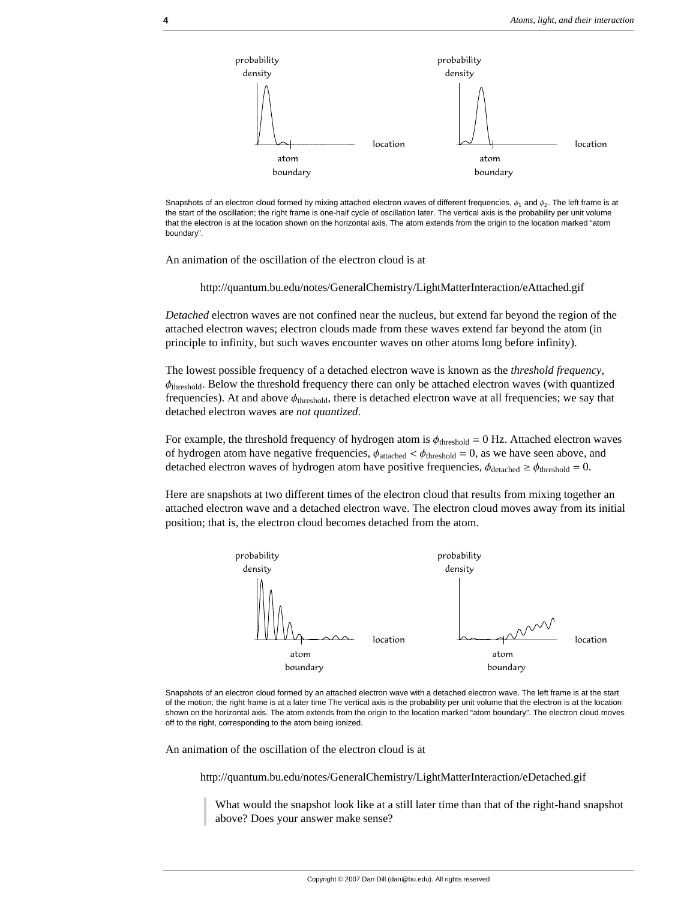probability density

location

atom boundary

probability density

location

atom boundary

Snapshots of an electron cloud formed by mixing attached electron waves of different frequencies, $\phi_1$ and $\phi_2$. The left frame is at the start of the oscillation; the right frame is one-half cycle of oscillation later. The vertical axis is the probability per unit volume that the electron is at the location shown on the horizontal axis. The atom extends from the origin to the location marked "atom boundary".

An animation of the oscillation of the electron cloud is at

http://quantum.bu.edu/notes/GeneralChemistry/LightMatterInteraction/eAttached.gif

*Detached* electron waves are not confined near the nucleus, but extend far beyond the region of the attached electron waves; electron clouds made from these waves extend far beyond the atom (in principle to infinity, but such waves encounter waves on other atoms long before infinity).

The lowest possible frequency of a detached electron wave is known as the *threshold frequency*, $\phi_{\text{threshold}}$. Below the threshold frequency there can only be attached electron waves (with quantized frequencies). At and above $\phi_{\text{threshold}}$, there is detached electron wave at all frequencies; we say that detached electron waves are *not quantized*.

For example, the threshold frequency of hydrogen atom is $\phi_{\text{threshold}} = 0$ Hz. Attached electron waves of hydrogen atom have negative frequencies, $\phi_{\text{attached}} < \phi_{\text{threshold}} = 0$, as we have seen above, and detached electron waves of hydrogen atom have positive frequencies, $\phi_{\text{detached}} \geq \phi_{\text{threshold}} = 0$.

Here are snapshots at two different times of the electron cloud that results from mixing together an attached electron wave and a detached electron wave. The electron cloud moves away from its initial position; that is, the electron cloud becomes detached from the atom.

probability density

location

atom boundary

probability density

location

atom boundary

Snapshots of an electron cloud formed by an attached electron wave with a detached electron wave. The left frame is at the start of the motion; the right frame is at a later time The vertical axis is the probability per unit volume that the electron is at the location shown on the horizontal axis. The atom extends from the origin to the location marked "atom boundary". The electron cloud moves off to the right, corresponding to the atom being ionized.

An animation of the oscillation of the electron cloud is at

http://quantum.bu.edu/notes/GeneralChemistry/LightMatterInteraction/eDetached.gif

> What would the snapshot look like at a still later time than that of the right-hand snapshot above? Does your answer make sense?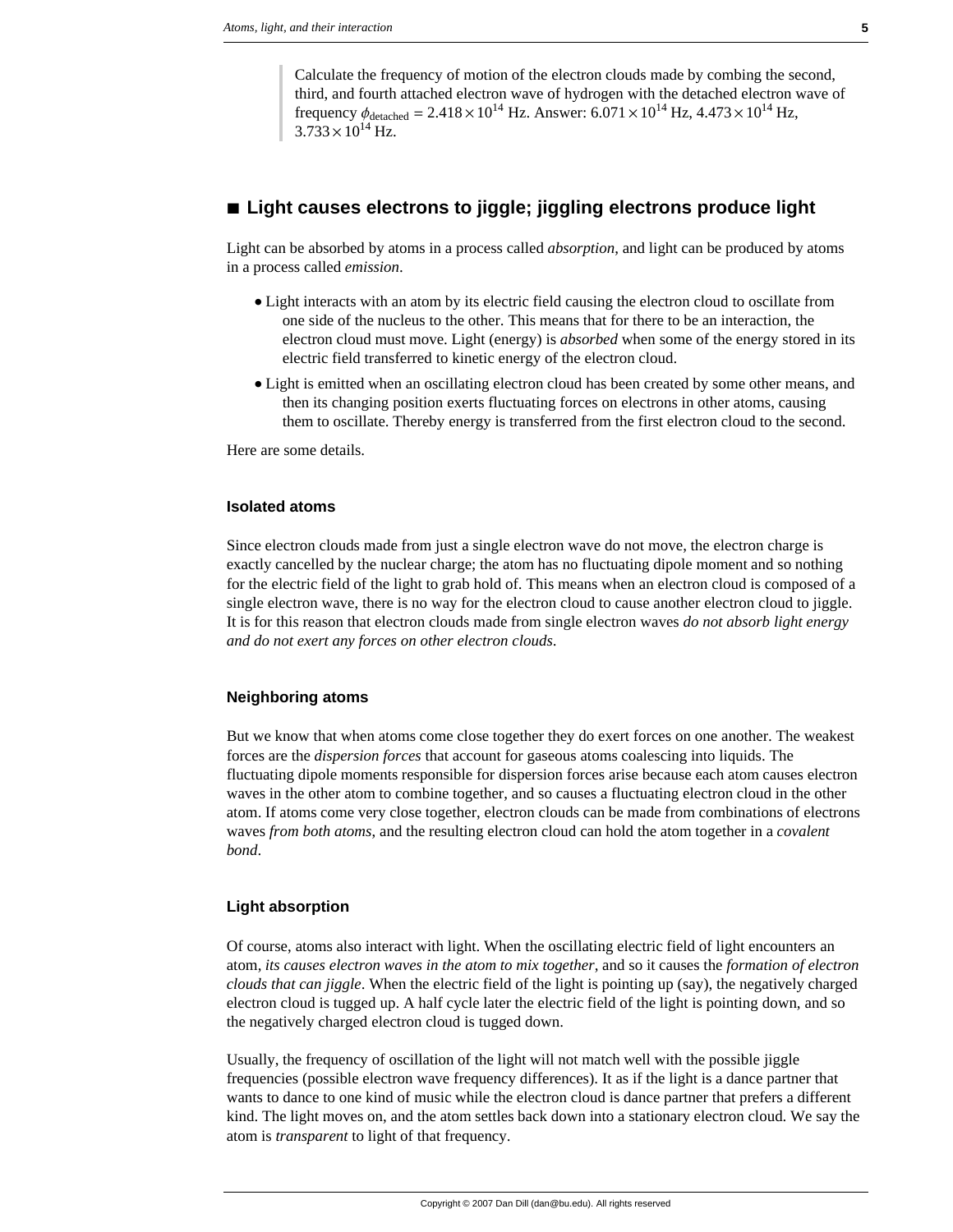> Calculate the frequency of motion of the electron clouds made by combing the second, third, and fourth attached electron wave of hydrogen with the detached electron wave of frequency $\phi_{\text{detached}} = 2.418 \times 10^{14}$ Hz. Answer: $6.071 \times 10^{14}$ Hz, $4.473 \times 10^{14}$ Hz, $3.733 \times 10^{14}$ Hz.

## ■ Light causes electrons to jiggle; jiggling electrons produce light

Light can be absorbed by atoms in a process called *absorption*, and light can be produced by atoms in a process called *emission*.

- Light interacts with an atom by its electric field causing the electron cloud to oscillate from one side of the nucleus to the other. This means that for there to be an interaction, the electron cloud must move. Light (energy) is *absorbed* when some of the energy stored in its electric field transferred to kinetic energy of the electron cloud.
- Light is emitted when an oscillating electron cloud has been created by some other means, and then its changing position exerts fluctuating forces on electrons in other atoms, causing them to oscillate. Thereby energy is transferred from the first electron cloud to the second.

Here are some details.

### Isolated atoms

Since electron clouds made from just a single electron wave do not move, the electron charge is exactly cancelled by the nuclear charge; the atom has no fluctuating dipole moment and so nothing for the electric field of the light to grab hold of. This means when an electron cloud is composed of a single electron wave, there is no way for the electron cloud to cause another electron cloud to jiggle. It is for this reason that electron clouds made from single electron waves *do not absorb light energy and do not exert any forces on other electron clouds*.

### Neighboring atoms

But we know that when atoms come close together they do exert forces on one another. The weakest forces are the *dispersion forces* that account for gaseous atoms coalescing into liquids. The fluctuating dipole moments responsible for dispersion forces arise because each atom causes electron waves in the other atom to combine together, and so causes a fluctuating electron cloud in the other atom. If atoms come very close together, electron clouds can be made from combinations of electrons waves *from both atoms*, and the resulting electron cloud can hold the atom together in a *covalent bond*.

### Light absorption

Of course, atoms also interact with light. When the oscillating electric field of light encounters an atom, *its causes electron waves in the atom to mix together*, and so it causes the *formation of electron clouds that can jiggle*. When the electric field of the light is pointing up (say), the negatively charged electron cloud is tugged up. A half cycle later the electric field of the light is pointing down, and so the negatively charged electron cloud is tugged down.

Usually, the frequency of oscillation of the light will not match well with the possible jiggle frequencies (possible electron wave frequency differences). It as if the light is a dance partner that wants to dance to one kind of music while the electron cloud is dance partner that prefers a different kind. The light moves on, and the atom settles back down into a stationary electron cloud. We say the atom is *transparent* to light of that frequency.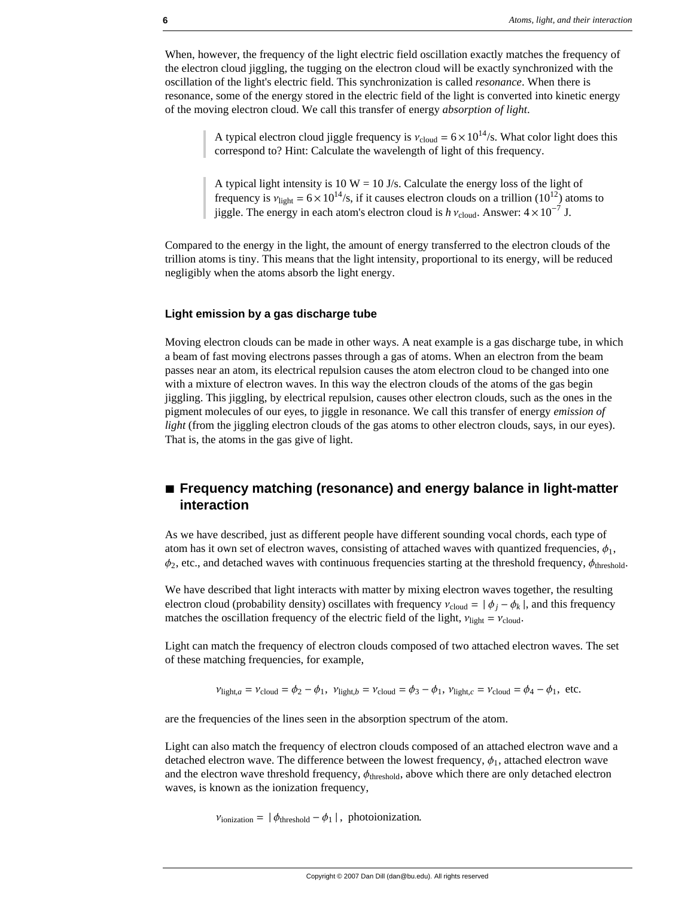When, however, the frequency of the light electric field oscillation exactly matches the frequency of the electron cloud jiggling, the tugging on the electron cloud will be exactly synchronized with the oscillation of the light's electric field. This synchronization is called *resonance*. When there is resonance, some of the energy stored in the electric field of the light is converted into kinetic energy of the moving electron cloud. We call this transfer of energy *absorption of light*.

> A typical electron cloud jiggle frequency is $\nu_{\text{cloud}} = 6 \times 10^{14}$/s. What color light does this correspond to? Hint: Calculate the wavelength of light of this frequency.

> A typical light intensity is 10 W = 10 J/s. Calculate the energy loss of the light of frequency is $\nu_{\text{light}} = 6 \times 10^{14}$/s, if it causes electron clouds on a trillion ($10^{12}$) atoms to jiggle. The energy in each atom's electron cloud is $h\,\nu_{\text{cloud}}$. Answer: $4 \times 10^{-7}$ J.

Compared to the energy in the light, the amount of energy transferred to the electron clouds of the trillion atoms is tiny. This means that the light intensity, proportional to its energy, will be reduced negligibly when the atoms absorb the light energy.

### Light emission by a gas discharge tube

Moving electron clouds can be made in other ways. A neat example is a gas discharge tube, in which a beam of fast moving electrons passes through a gas of atoms. When an electron from the beam passes near an atom, its electrical repulsion causes the atom electron cloud to be changed into one with a mixture of electron waves. In this way the electron clouds of the atoms of the gas begin jiggling. This jiggling, by electrical repulsion, causes other electron clouds, such as the ones in the pigment molecules of our eyes, to jiggle in resonance. We call this transfer of energy *emission of light* (from the jiggling electron clouds of the gas atoms to other electron clouds, says, in our eyes). That is, the atoms in the gas give of light.

## ■ Frequency matching (resonance) and energy balance in light-matter interaction

As we have described, just as different people have different sounding vocal chords, each type of atom has it own set of electron waves, consisting of attached waves with quantized frequencies, $\phi_1$, $\phi_2$, etc., and detached waves with continuous frequencies starting at the threshold frequency, $\phi_{\text{threshold}}$.

We have described that light interacts with matter by mixing electron waves together, the resulting electron cloud (probability density) oscillates with frequency $\nu_{\text{cloud}} = |\phi_j - \phi_k|$, and this frequency matches the oscillation frequency of the electric field of the light, $\nu_{\text{light}} = \nu_{\text{cloud}}$.

Light can match the frequency of electron clouds composed of two attached electron waves. The set of these matching frequencies, for example,

$$\nu_{\text{light},a} = \nu_{\text{cloud}} = \phi_2 - \phi_1,\;\; \nu_{\text{light},b} = \nu_{\text{cloud}} = \phi_3 - \phi_1,\; \nu_{\text{light},c} = \nu_{\text{cloud}} = \phi_4 - \phi_1,\;\; \text{etc.}$$

are the frequencies of the lines seen in the absorption spectrum of the atom.

Light can also match the frequency of electron clouds composed of an attached electron wave and a detached electron wave. The difference between the lowest frequency, $\phi_1$, attached electron wave and the electron wave threshold frequency, $\phi_{\text{threshold}}$, above which there are only detached electron waves, is known as the ionization frequency,

$$\nu_{\text{ionization}} = |\phi_{\text{threshold}} - \phi_1|,\;\; \text{photoionization.}$$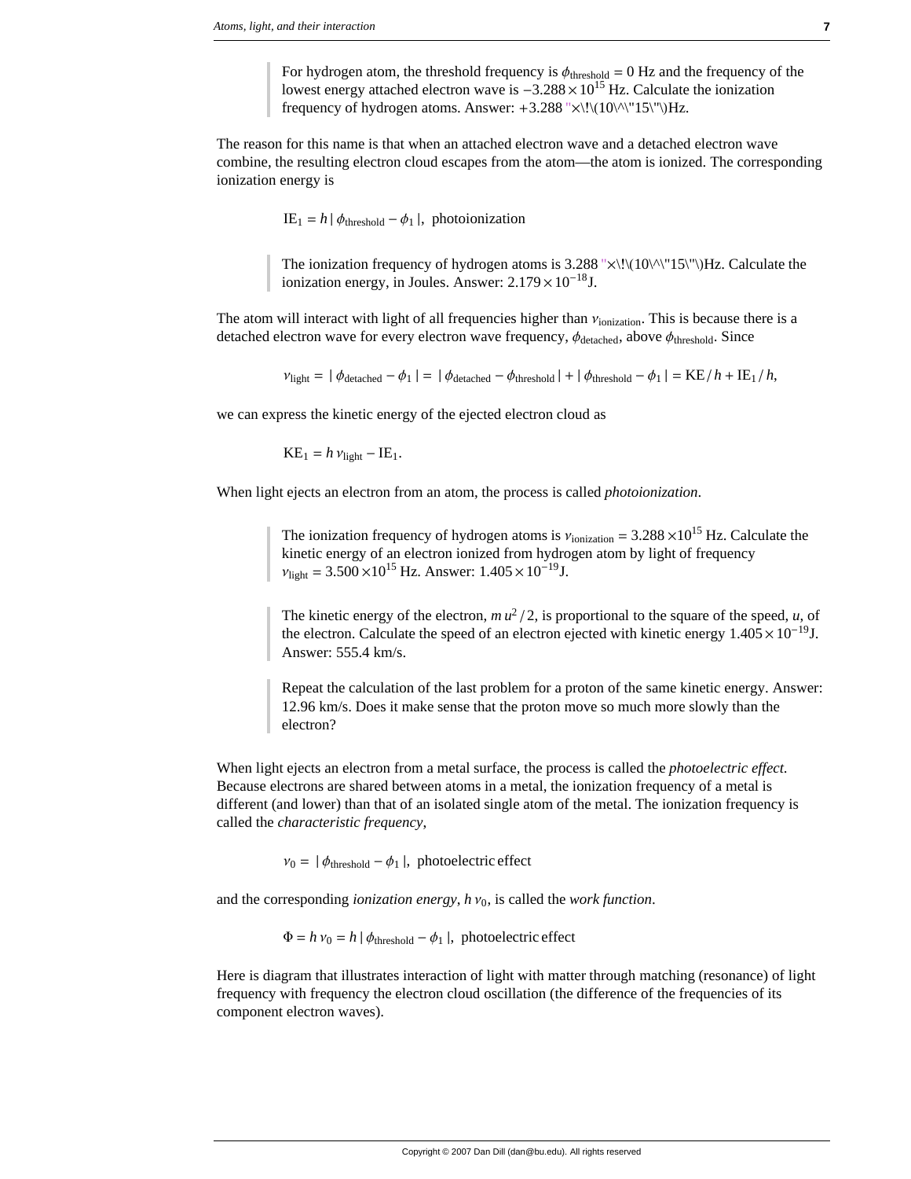For hydrogen atom, the threshold frequency is $\phi_{\text{threshold}} = 0$ Hz and the frequency of the lowest energy attached electron wave is $-3.288 \times 10^{15}$ Hz. Calculate the ionization frequency of hydrogen atoms. Answer: +3.288 "×\!\(10\^\"15\"\)Hz.

The reason for this name is that when an attached electron wave and a detached electron wave combine, the resulting electron cloud escapes from the atom—the atom is ionized. The corresponding ionization energy is

$$\text{IE}_1 = h \,|\, \phi_{\text{threshold}} - \phi_1 \,|, \ \text{ photoionization}$$

The ionization frequency of hydrogen atoms is 3.288 "×\!\(10\^\"15\"\)Hz. Calculate the ionization energy, in Joules. Answer: $2.179 \times 10^{-18}$ J.

The atom will interact with light of all frequencies higher than $\nu_{\text{ionization}}$. This is because there is a detached electron wave for every electron wave frequency, $\phi_{\text{detached}}$, above $\phi_{\text{threshold}}$. Since

$$\nu_{\text{light}} = |\, \phi_{\text{detached}} - \phi_1 \,| = |\, \phi_{\text{detached}} - \phi_{\text{threshold}} \,| + |\, \phi_{\text{threshold}} - \phi_1 \,| = \text{KE} / h + \text{IE}_1 / h,$$

we can express the kinetic energy of the ejected electron cloud as

$$\text{KE}_1 = h\, \nu_{\text{light}} - \text{IE}_1.$$

When light ejects an electron from an atom, the process is called *photoionization*.

The ionization frequency of hydrogen atoms is $\nu_{\text{ionization}} = 3.288 \times 10^{15}$ Hz. Calculate the kinetic energy of an electron ionized from hydrogen atom by light of frequency $\nu_{\text{light}} = 3.500 \times 10^{15}$ Hz. Answer: $1.405 \times 10^{-19}$ J.

The kinetic energy of the electron, $m\, u^2 / 2$, is proportional to the square of the speed, $u$, of the electron. Calculate the speed of an electron ejected with kinetic energy $1.405 \times 10^{-19}$ J. Answer: 555.4 km/s.

Repeat the calculation of the last problem for a proton of the same kinetic energy. Answer: 12.96 km/s. Does it make sense that the proton move so much more slowly than the electron?

When light ejects an electron from a metal surface, the process is called the *photoelectric effect*. Because electrons are shared between atoms in a metal, the ionization frequency of a metal is different (and lower) than that of an isolated single atom of the metal. The ionization frequency is called the *characteristic frequency*,

$$\nu_0 = |\, \phi_{\text{threshold}} - \phi_1 \,|, \ \text{ photoelectric effect}$$

and the corresponding *ionization energy*, $h\, \nu_0$, is called the *work function*.

$$\Phi = h\, \nu_0 = h \,|\, \phi_{\text{threshold}} - \phi_1 \,|, \ \text{ photoelectric effect}$$

Here is diagram that illustrates interaction of light with matter through matching (resonance) of light frequency with frequency the electron cloud oscillation (the difference of the frequencies of its component electron waves).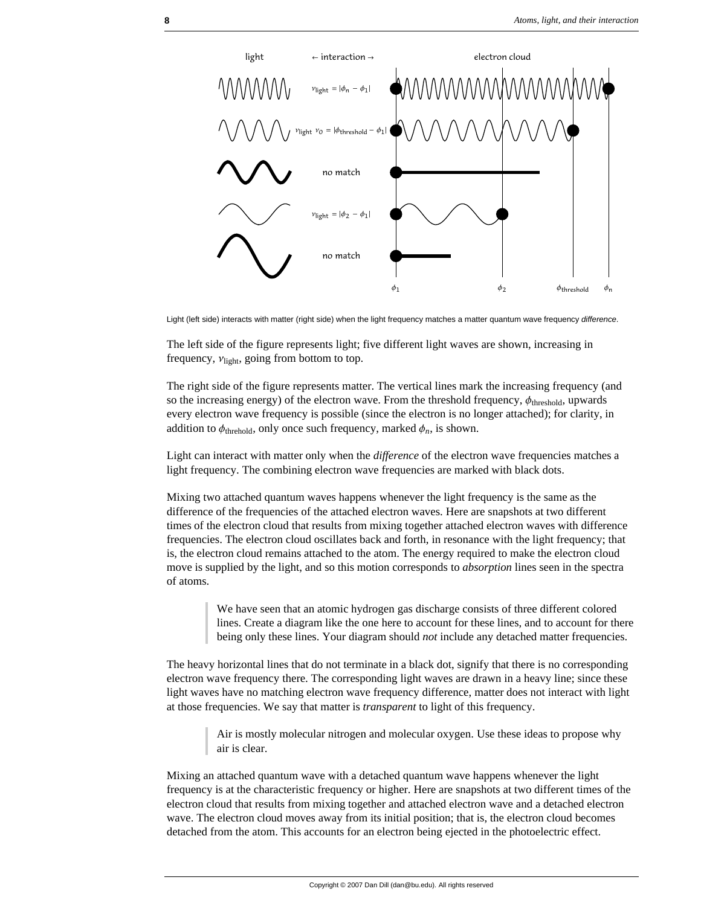light ← interaction → electron cloud

$\nu_{\text{light}} = |\phi_n - \phi_1|$

$\nu_{\text{light}}$ $\nu_0 = |\phi_{\text{threshold}} - \phi_1|$

no match

$\nu_{\text{light}} = |\phi_2 - \phi_1|$

no match

$\phi_1$ $\phi_2$ $\phi_{\text{threshold}}$ $\phi_n$

Light (left side) interacts with matter (right side) when the light frequency matches a matter quantum wave frequency *difference*.

The left side of the figure represents light; five different light waves are shown, increasing in frequency, $\nu_{\text{light}}$, going from bottom to top.

The right side of the figure represents matter. The vertical lines mark the increasing frequency (and so the increasing energy) of the electron wave. From the threshold frequency, $\phi_{\text{threshold}}$, upwards every electron wave frequency is possible (since the electron is no longer attached); for clarity, in addition to $\phi_{\text{threhold}}$, only once such frequency, marked $\phi_n$, is shown.

Light can interact with matter only when the *difference* of the electron wave frequencies matches a light frequency. The combining electron wave frequencies are marked with black dots.

Mixing two attached quantum waves happens whenever the light frequency is the same as the difference of the frequencies of the attached electron waves. Here are snapshots at two different times of the electron cloud that results from mixing together attached electron waves with difference frequencies. The electron cloud oscillates back and forth, in resonance with the light frequency; that is, the electron cloud remains attached to the atom. The energy required to make the electron cloud move is supplied by the light, and so this motion corresponds to *absorption* lines seen in the spectra of atoms.

> We have seen that an atomic hydrogen gas discharge consists of three different colored lines. Create a diagram like the one here to account for these lines, and to account for there being only these lines. Your diagram should *not* include any detached matter frequencies.

The heavy horizontal lines that do not terminate in a black dot, signify that there is no corresponding electron wave frequency there. The corresponding light waves are drawn in a heavy line; since these light waves have no matching electron wave frequency difference, matter does not interact with light at those frequencies. We say that matter is *transparent* to light of this frequency.

> Air is mostly molecular nitrogen and molecular oxygen. Use these ideas to propose why air is clear.

Mixing an attached quantum wave with a detached quantum wave happens whenever the light frequency is at the characteristic frequency or higher. Here are snapshots at two different times of the electron cloud that results from mixing together and attached electron wave and a detached electron wave. The electron cloud moves away from its initial position; that is, the electron cloud becomes detached from the atom. This accounts for an electron being ejected in the photoelectric effect.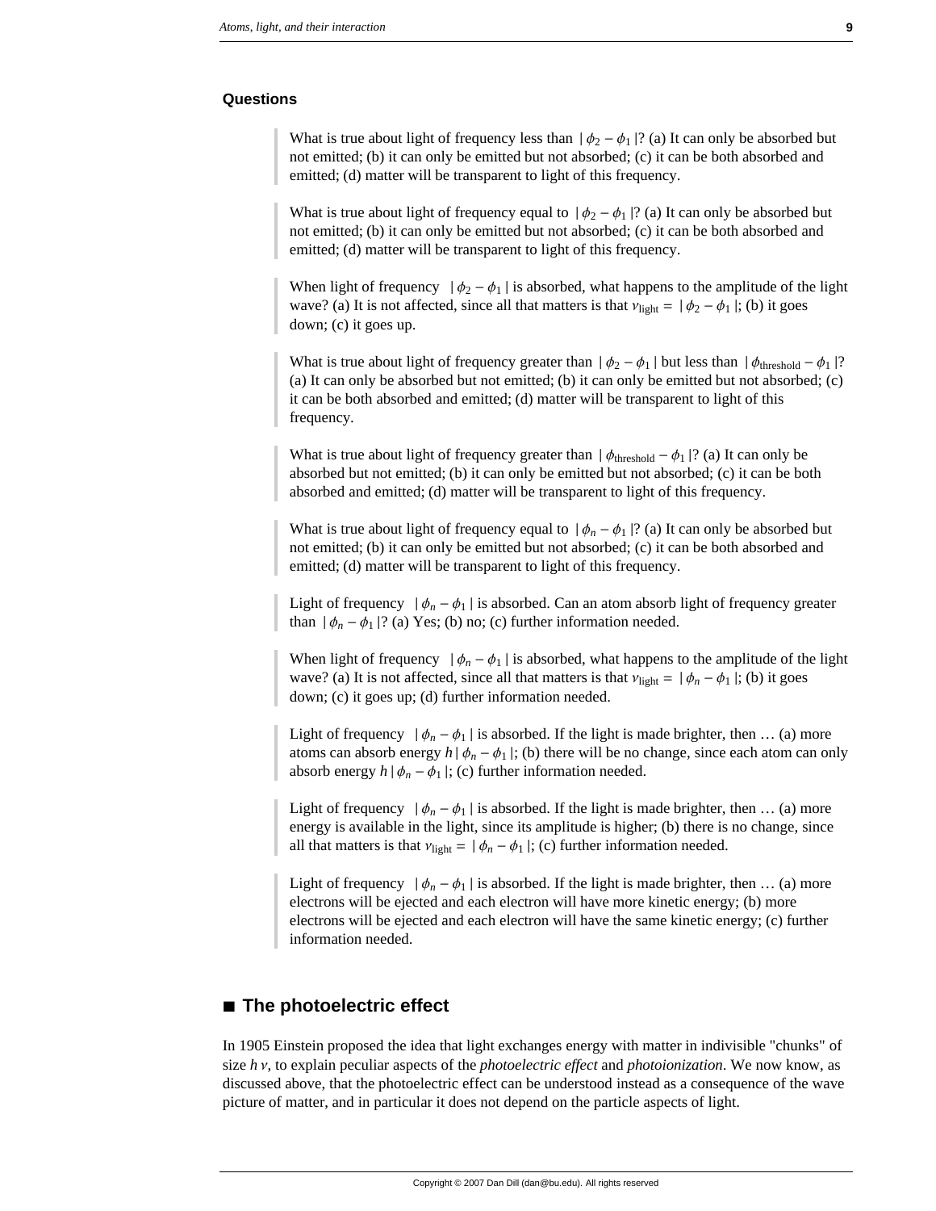### Questions

> What is true about light of frequency less than $|\phi_2 - \phi_1|$? (a) It can only be absorbed but not emitted; (b) it can only be emitted but not absorbed; (c) it can be both absorbed and emitted; (d) matter will be transparent to light of this frequency.

> What is true about light of frequency equal to $|\phi_2 - \phi_1|$? (a) It can only be absorbed but not emitted; (b) it can only be emitted but not absorbed; (c) it can be both absorbed and emitted; (d) matter will be transparent to light of this frequency.

> When light of frequency $|\phi_2 - \phi_1|$ is absorbed, what happens to the amplitude of the light wave? (a) It is not affected, since all that matters is that $\nu_{\text{light}} = |\phi_2 - \phi_1|$; (b) it goes down; (c) it goes up.

> What is true about light of frequency greater than $|\phi_2 - \phi_1|$ but less than $|\phi_{\text{threshold}} - \phi_1|$? (a) It can only be absorbed but not emitted; (b) it can only be emitted but not absorbed; (c) it can be both absorbed and emitted; (d) matter will be transparent to light of this frequency.

> What is true about light of frequency greater than $|\phi_{\text{threshold}} - \phi_1|$? (a) It can only be absorbed but not emitted; (b) it can only be emitted but not absorbed; (c) it can be both absorbed and emitted; (d) matter will be transparent to light of this frequency.

> What is true about light of frequency equal to $|\phi_n - \phi_1|$? (a) It can only be absorbed but not emitted; (b) it can only be emitted but not absorbed; (c) it can be both absorbed and emitted; (d) matter will be transparent to light of this frequency.

> Light of frequency $|\phi_n - \phi_1|$ is absorbed. Can an atom absorb light of frequency greater than $|\phi_n - \phi_1|$? (a) Yes; (b) no; (c) further information needed.

> When light of frequency $|\phi_n - \phi_1|$ is absorbed, what happens to the amplitude of the light wave? (a) It is not affected, since all that matters is that $\nu_{\text{light}} = |\phi_n - \phi_1|$; (b) it goes down; (c) it goes up; (d) further information needed.

> Light of frequency $|\phi_n - \phi_1|$ is absorbed. If the light is made brighter, then … (a) more atoms can absorb energy $h|\phi_n - \phi_1|$; (b) there will be no change, since each atom can only absorb energy $h|\phi_n - \phi_1|$; (c) further information needed.

> Light of frequency $|\phi_n - \phi_1|$ is absorbed. If the light is made brighter, then … (a) more energy is available in the light, since its amplitude is higher; (b) there is no change, since all that matters is that $\nu_{\text{light}} = |\phi_n - \phi_1|$; (c) further information needed.

> Light of frequency $|\phi_n - \phi_1|$ is absorbed. If the light is made brighter, then … (a) more electrons will be ejected and each electron will have more kinetic energy; (b) more electrons will be ejected and each electron will have the same kinetic energy; (c) further information needed.

## ■ The photoelectric effect

In 1905 Einstein proposed the idea that light exchanges energy with matter in indivisible "chunks" of size $h\nu$, to explain peculiar aspects of the *photoelectric effect* and *photoionization*. We now know, as discussed above, that the photoelectric effect can be understood instead as a consequence of the wave picture of matter, and in particular it does not depend on the particle aspects of light.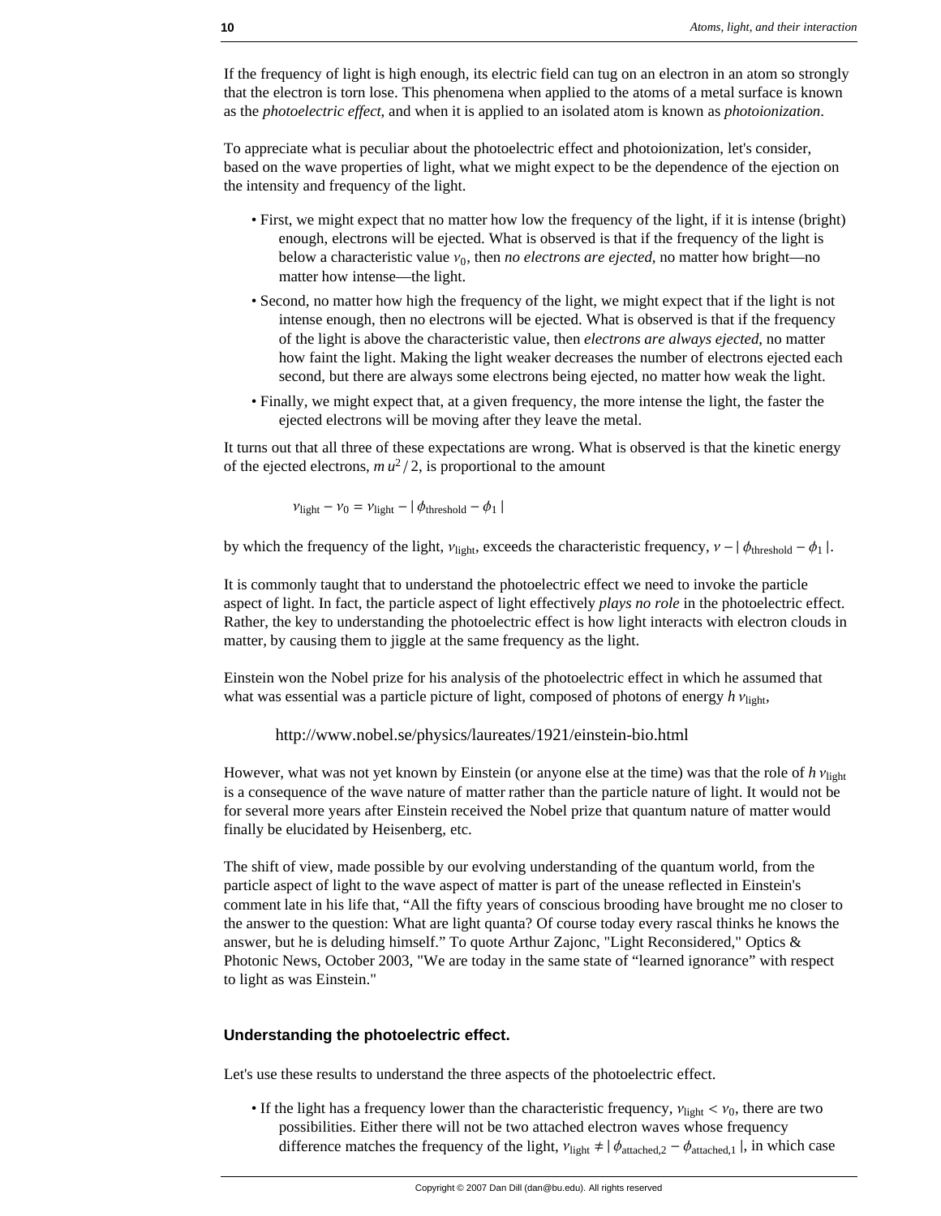If the frequency of light is high enough, its electric field can tug on an electron in an atom so strongly that the electron is torn lose. This phenomena when applied to the atoms of a metal surface is known as the *photoelectric effect*, and when it is applied to an isolated atom is known as *photoionization*.

To appreciate what is peculiar about the photoelectric effect and photoionization, let's consider, based on the wave properties of light, what we might expect to be the dependence of the ejection on the intensity and frequency of the light.

- First, we might expect that no matter how low the frequency of the light, if it is intense (bright) enough, electrons will be ejected. What is observed is that if the frequency of the light is below a characteristic value $\nu_0$, then *no electrons are ejected*, no matter how bright—no matter how intense—the light.
- Second, no matter how high the frequency of the light, we might expect that if the light is not intense enough, then no electrons will be ejected. What is observed is that if the frequency of the light is above the characteristic value, then *electrons are always ejected*, no matter how faint the light. Making the light weaker decreases the number of electrons ejected each second, but there are always some electrons being ejected, no matter how weak the light.
- Finally, we might expect that, at a given frequency, the more intense the light, the faster the ejected electrons will be moving after they leave the metal.

It turns out that all three of these expectations are wrong. What is observed is that the kinetic energy of the ejected electrons, $m\,u^2/2$, is proportional to the amount

$$\nu_{\text{light}} - \nu_0 = \nu_{\text{light}} - |\,\phi_{\text{threshold}} - \phi_1\,|$$

by which the frequency of the light, $\nu_{\text{light}}$, exceeds the characteristic frequency, $\nu - |\,\phi_{\text{threshold}} - \phi_1\,|$.

It is commonly taught that to understand the photoelectric effect we need to invoke the particle aspect of light. In fact, the particle aspect of light effectively *plays no role* in the photoelectric effect. Rather, the key to understanding the photoelectric effect is how light interacts with electron clouds in matter, by causing them to jiggle at the same frequency as the light.

Einstein won the Nobel prize for his analysis of the photoelectric effect in which he assumed that what was essential was a particle picture of light, composed of photons of energy $h\,\nu_{\text{light}}$,

http://www.nobel.se/physics/laureates/1921/einstein-bio.html

However, what was not yet known by Einstein (or anyone else at the time) was that the role of $h\,\nu_{\text{light}}$ is a consequence of the wave nature of matter rather than the particle nature of light. It would not be for several more years after Einstein received the Nobel prize that quantum nature of matter would finally be elucidated by Heisenberg, etc.

The shift of view, made possible by our evolving understanding of the quantum world, from the particle aspect of light to the wave aspect of matter is part of the unease reflected in Einstein's comment late in his life that, “All the fifty years of conscious brooding have brought me no closer to the answer to the question: What are light quanta? Of course today every rascal thinks he knows the answer, but he is deluding himself.” To quote Arthur Zajonc, "Light Reconsidered," Optics & Photonic News, October 2003, "We are today in the same state of “learned ignorance” with respect to light as was Einstein."

### Understanding the photoelectric effect.

Let's use these results to understand the three aspects of the photoelectric effect.

- If the light has a frequency lower than the characteristic frequency, $\nu_{\text{light}} < \nu_0$, there are two possibilities. Either there will not be two attached electron waves whose frequency difference matches the frequency of the light, $\nu_{\text{light}} \neq |\,\phi_{\text{attached},2} - \phi_{\text{attached},1}\,|$, in which case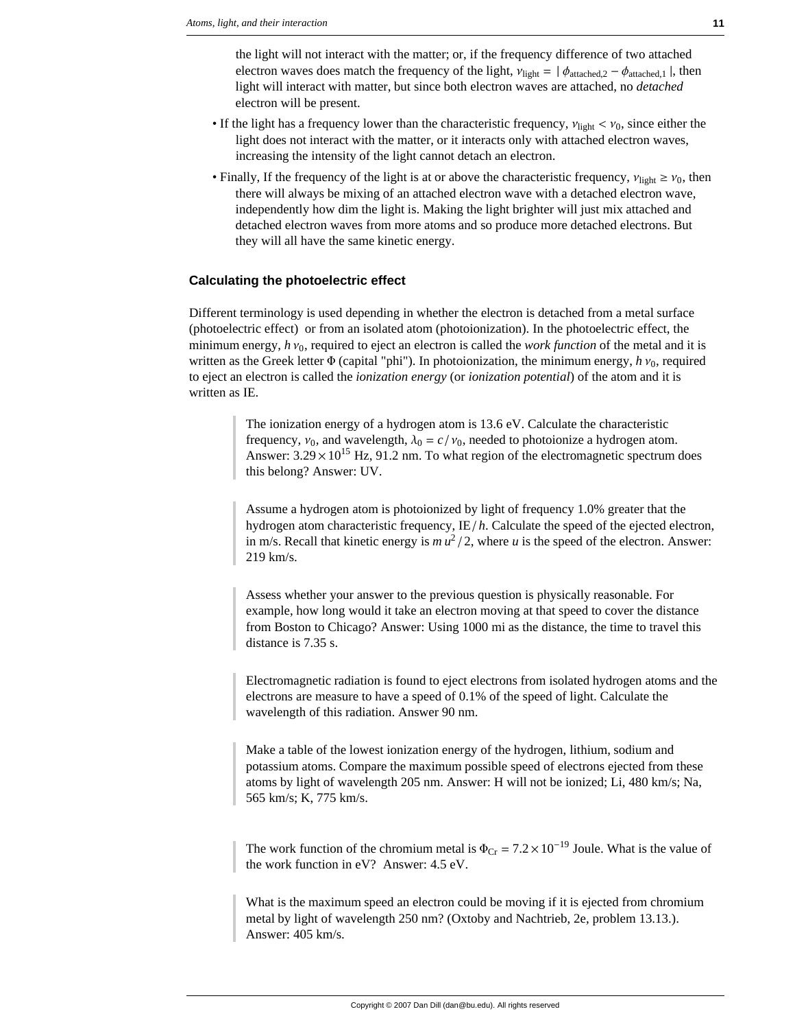the light will not interact with the matter; or, if the frequency difference of two attached electron waves does match the frequency of the light, $\nu_{\text{light}} = |\phi_{\text{attached},2} - \phi_{\text{attached},1}|$, then light will interact with matter, but since both electron waves are attached, no *detached* electron will be present.

- If the light has a frequency lower than the characteristic frequency, $\nu_{\text{light}} < \nu_0$, since either the light does not interact with the matter, or it interacts only with attached electron waves, increasing the intensity of the light cannot detach an electron.
- Finally, If the frequency of the light is at or above the characteristic frequency, $\nu_{\text{light}} \geq \nu_0$, then there will always be mixing of an attached electron wave with a detached electron wave, independently how dim the light is. Making the light brighter will just mix attached and detached electron waves from more atoms and so produce more detached electrons. But they will all have the same kinetic energy.

### Calculating the photoelectric effect

Different terminology is used depending in whether the electron is detached from a metal surface (photoelectric effect) or from an isolated atom (photoionization). In the photoelectric effect, the minimum energy, $h\,\nu_0$, required to eject an electron is called the *work function* of the metal and it is written as the Greek letter $\Phi$ (capital "phi"). In photoionization, the minimum energy, $h\,\nu_0$, required to eject an electron is called the *ionization energy* (or *ionization potential*) of the atom and it is written as IE.

> The ionization energy of a hydrogen atom is 13.6 eV. Calculate the characteristic frequency, $\nu_0$, and wavelength, $\lambda_0 = c/\nu_0$, needed to photoionize a hydrogen atom. Answer: $3.29 \times 10^{15}$ Hz, 91.2 nm. To what region of the electromagnetic spectrum does this belong? Answer: UV.

> Assume a hydrogen atom is photoionized by light of frequency 1.0% greater that the hydrogen atom characteristic frequency, $\text{IE}/h$. Calculate the speed of the ejected electron, in m/s. Recall that kinetic energy is $m\,u^2/2$, where $u$ is the speed of the electron. Answer: 219 km/s.

> Assess whether your answer to the previous question is physically reasonable. For example, how long would it take an electron moving at that speed to cover the distance from Boston to Chicago? Answer: Using 1000 mi as the distance, the time to travel this distance is 7.35 s.

> Electromagnetic radiation is found to eject electrons from isolated hydrogen atoms and the electrons are measure to have a speed of 0.1% of the speed of light. Calculate the wavelength of this radiation. Answer 90 nm.

> Make a table of the lowest ionization energy of the hydrogen, lithium, sodium and potassium atoms. Compare the maximum possible speed of electrons ejected from these atoms by light of wavelength 205 nm. Answer: H will not be ionized; Li, 480 km/s; Na, 565 km/s; K, 775 km/s.

> The work function of the chromium metal is $\Phi_{\text{Cr}} = 7.2 \times 10^{-19}$ Joule. What is the value of the work function in eV? Answer: 4.5 eV.

> What is the maximum speed an electron could be moving if it is ejected from chromium metal by light of wavelength 250 nm? (Oxtoby and Nachtrieb, 2e, problem 13.13.). Answer: 405 km/s.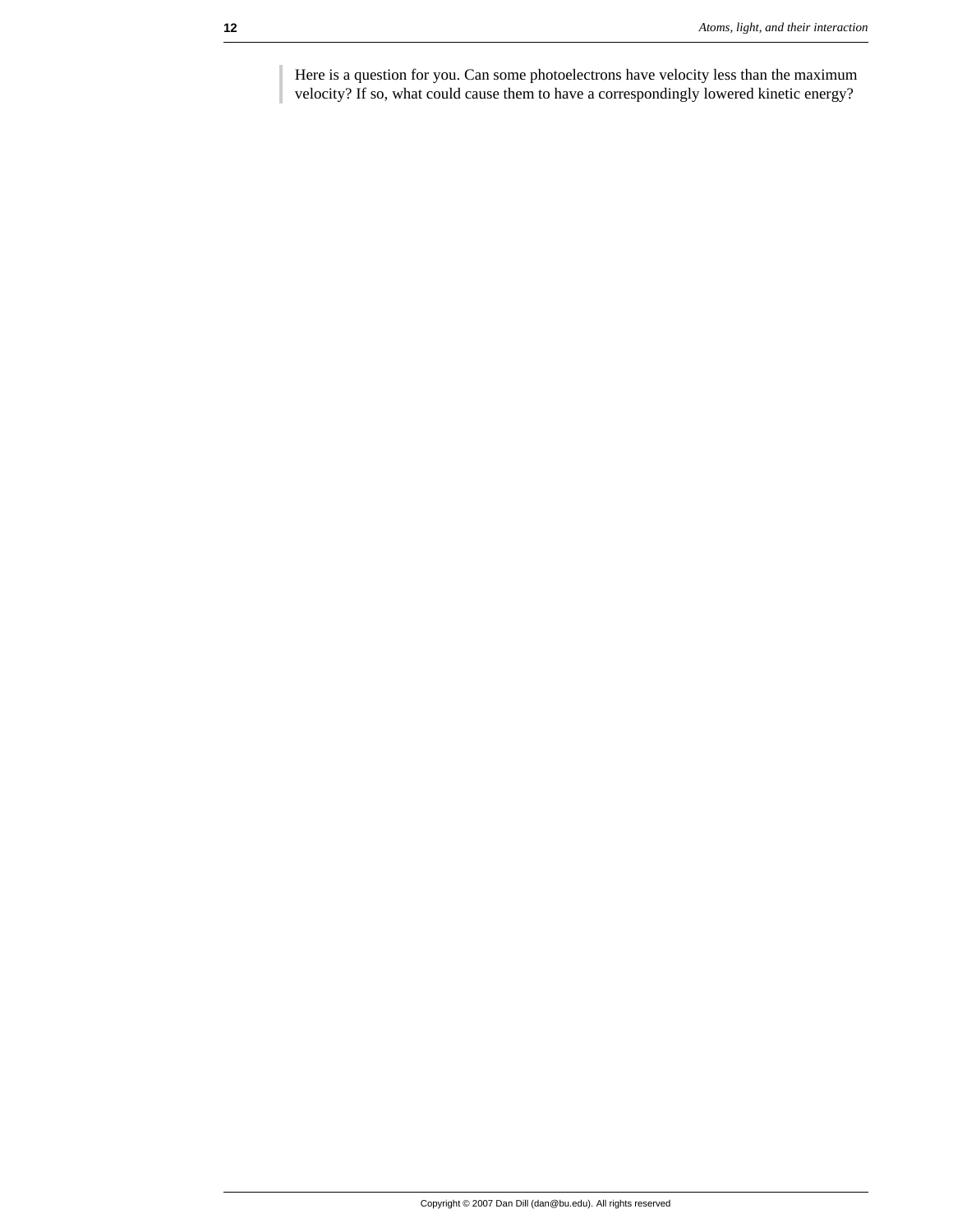> Here is a question for you. Can some photoelectrons have velocity less than the maximum velocity? If so, what could cause them to have a correspondingly lowered kinetic energy?